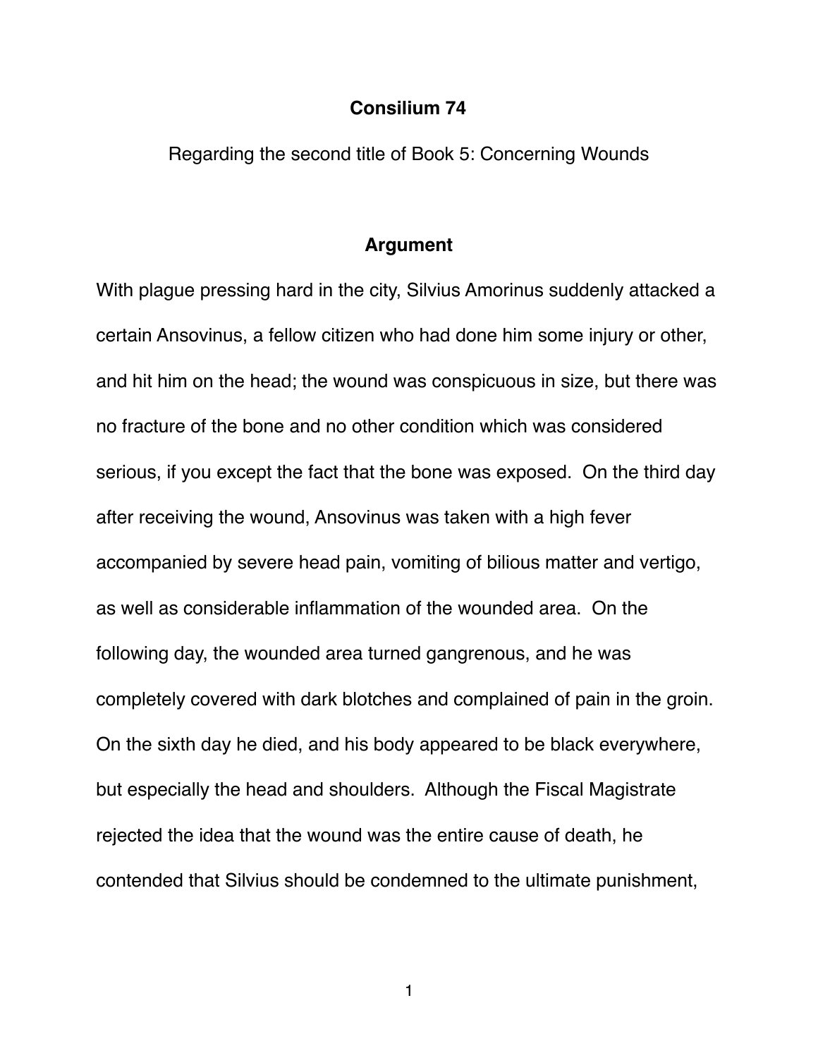# Consilium 74

Regarding the second title of Book 5: Concerning Wounds

## Argument

With plague pressing hard in the city, Silvius Amorinus suddenly attacked a certain Ansovinus, a fellow citizen who had done him some injury or other, and hit him on the head; the wound was conspicuous in size, but there was no fracture of the bone and no other condition which was considered serious, if you except the fact that the bone was exposed. On the third day after receiving the wound, Ansovinus was taken with a high fever accompanied by severe head pain, vomiting of bilious matter and vertigo, as well as considerable inflammation of the wounded area. On the following day, the wounded area turned gangrenous, and he was completely covered with dark blotches and complained of pain in the groin. On the sixth day he died, and his body appeared to be black everywhere, but especially the head and shoulders. Although the Fiscal Magistrate rejected the idea that the wound was the entire cause of death, he contended that Silvius should be condemned to the ultimate punishment,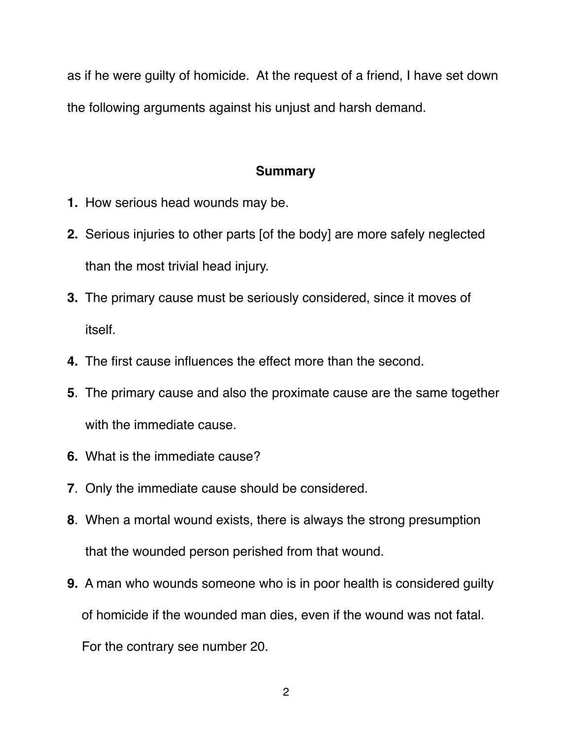as if he were guilty of homicide. At the request of a friend, I have set down the following arguments against his unjust and harsh demand.

## Summary

**1.** How serious head wounds may be.

**2.** Serious injuries to other parts [of the body] are more safely neglected than the most trivial head injury.

**3.** The primary cause must be seriously considered, since it moves of itself.

**4.** The first cause influences the effect more than the second.

**5**. The primary cause and also the proximate cause are the same together with the immediate cause.

**6.** What is the immediate cause?

**7**. Only the immediate cause should be considered.

**8**. When a mortal wound exists, there is always the strong presumption that the wounded person perished from that wound.

**9.** A man who wounds someone who is in poor health is considered guilty of homicide if the wounded man dies, even if the wound was not fatal. For the contrary see number 20.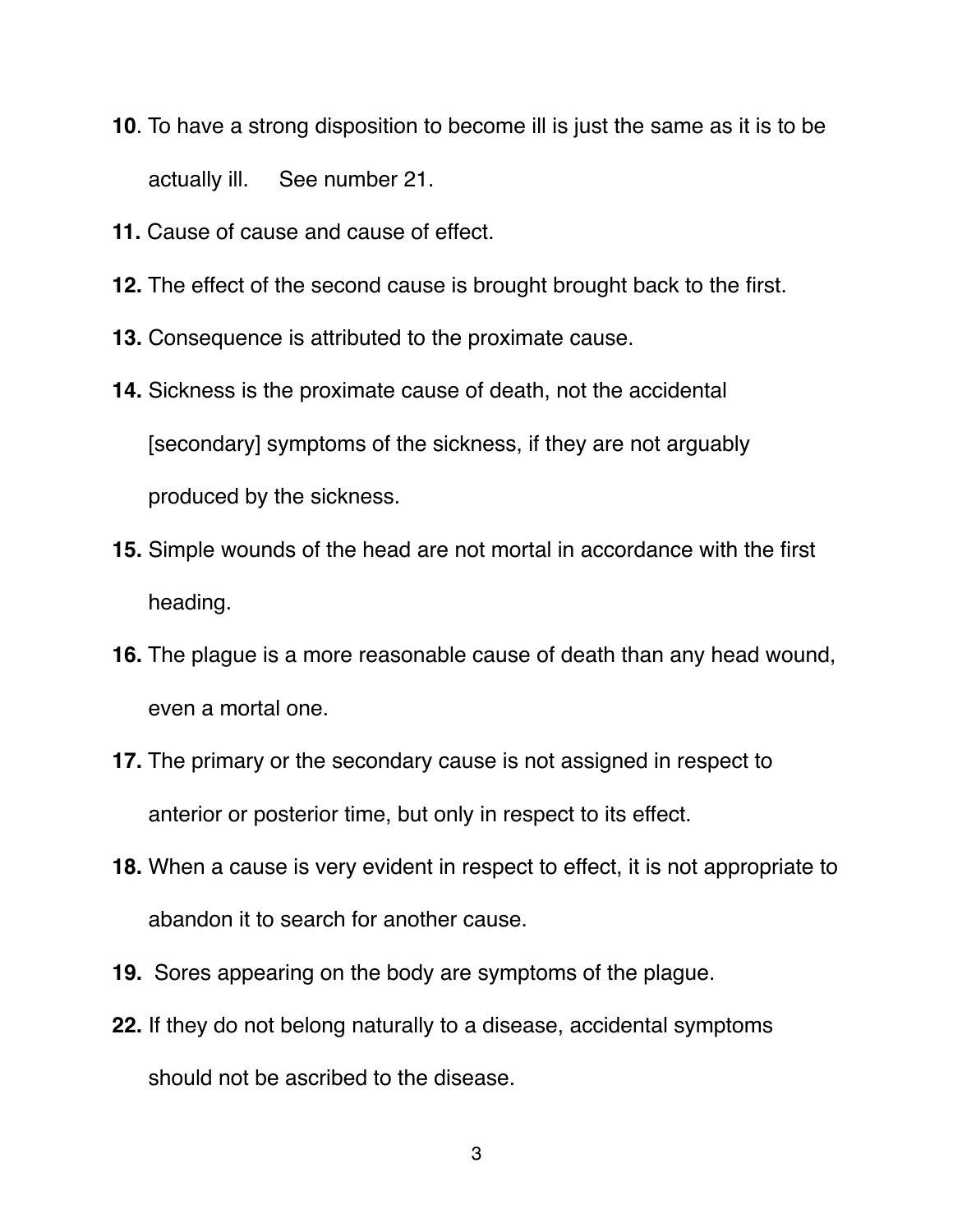**10**. To have a strong disposition to become ill is just the same as it is to be actually ill. See number 21.

**11.** Cause of cause and cause of effect.

**12.** The effect of the second cause is brought brought back to the first.

**13.** Consequence is attributed to the proximate cause.

**14.** Sickness is the proximate cause of death, not the accidental [secondary] symptoms of the sickness, if they are not arguably produced by the sickness.

**15.** Simple wounds of the head are not mortal in accordance with the first heading.

**16.** The plague is a more reasonable cause of death than any head wound, even a mortal one.

**17.** The primary or the secondary cause is not assigned in respect to anterior or posterior time, but only in respect to its effect.

**18.** When a cause is very evident in respect to effect, it is not appropriate to abandon it to search for another cause.

**19.** Sores appearing on the body are symptoms of the plague.

**22.** If they do not belong naturally to a disease, accidental symptoms should not be ascribed to the disease.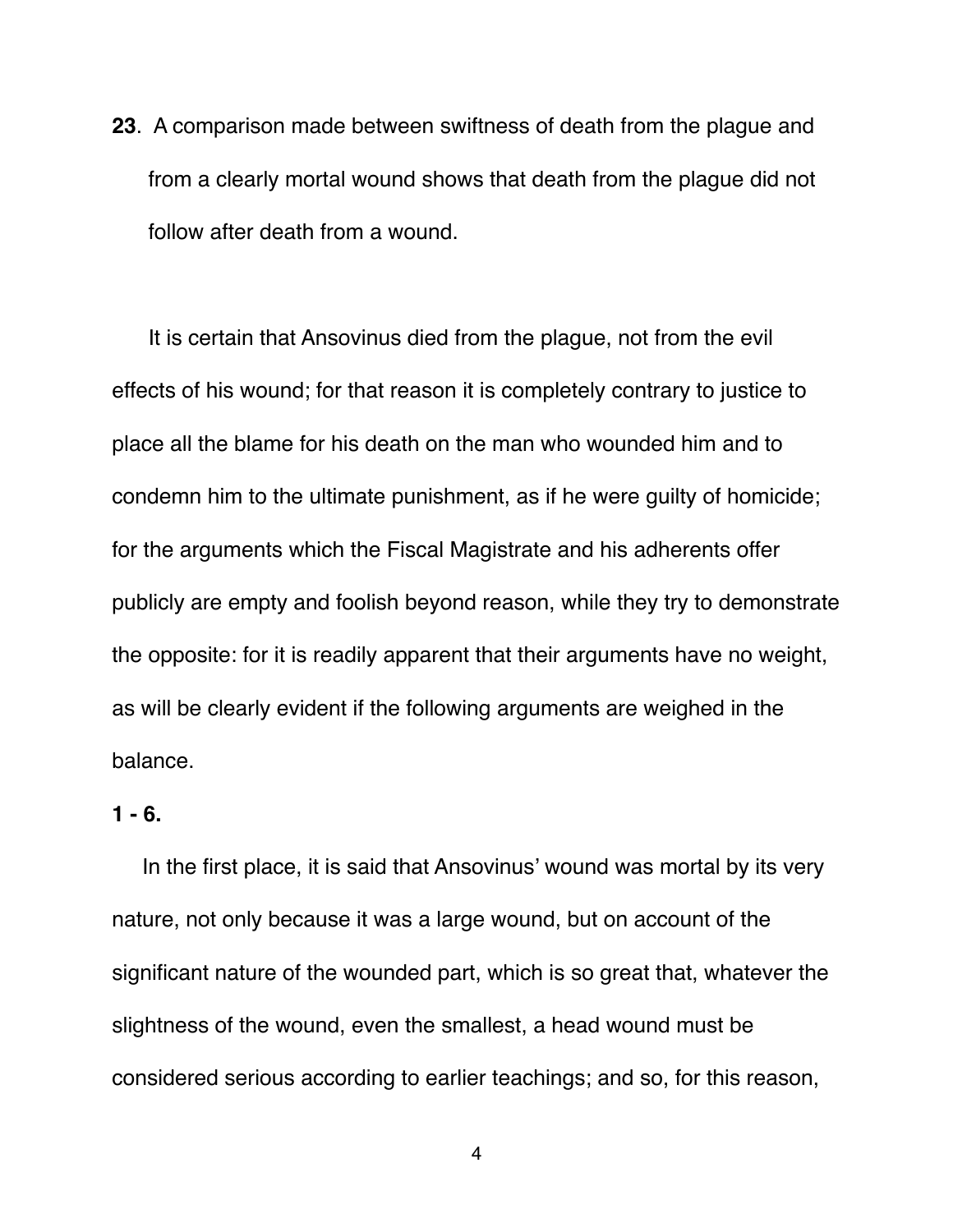**23**. A comparison made between swiftness of death from the plague and from a clearly mortal wound shows that death from the plague did not follow after death from a wound.

It is certain that Ansovinus died from the plague, not from the evil effects of his wound; for that reason it is completely contrary to justice to place all the blame for his death on the man who wounded him and to condemn him to the ultimate punishment, as if he were guilty of homicide; for the arguments which the Fiscal Magistrate and his adherents offer publicly are empty and foolish beyond reason, while they try to demonstrate the opposite: for it is readily apparent that their arguments have no weight, as will be clearly evident if the following arguments are weighed in the balance.

**1 - 6.**

In the first place, it is said that Ansovinus' wound was mortal by its very nature, not only because it was a large wound, but on account of the significant nature of the wounded part, which is so great that, whatever the slightness of the wound, even the smallest, a head wound must be considered serious according to earlier teachings; and so, for this reason,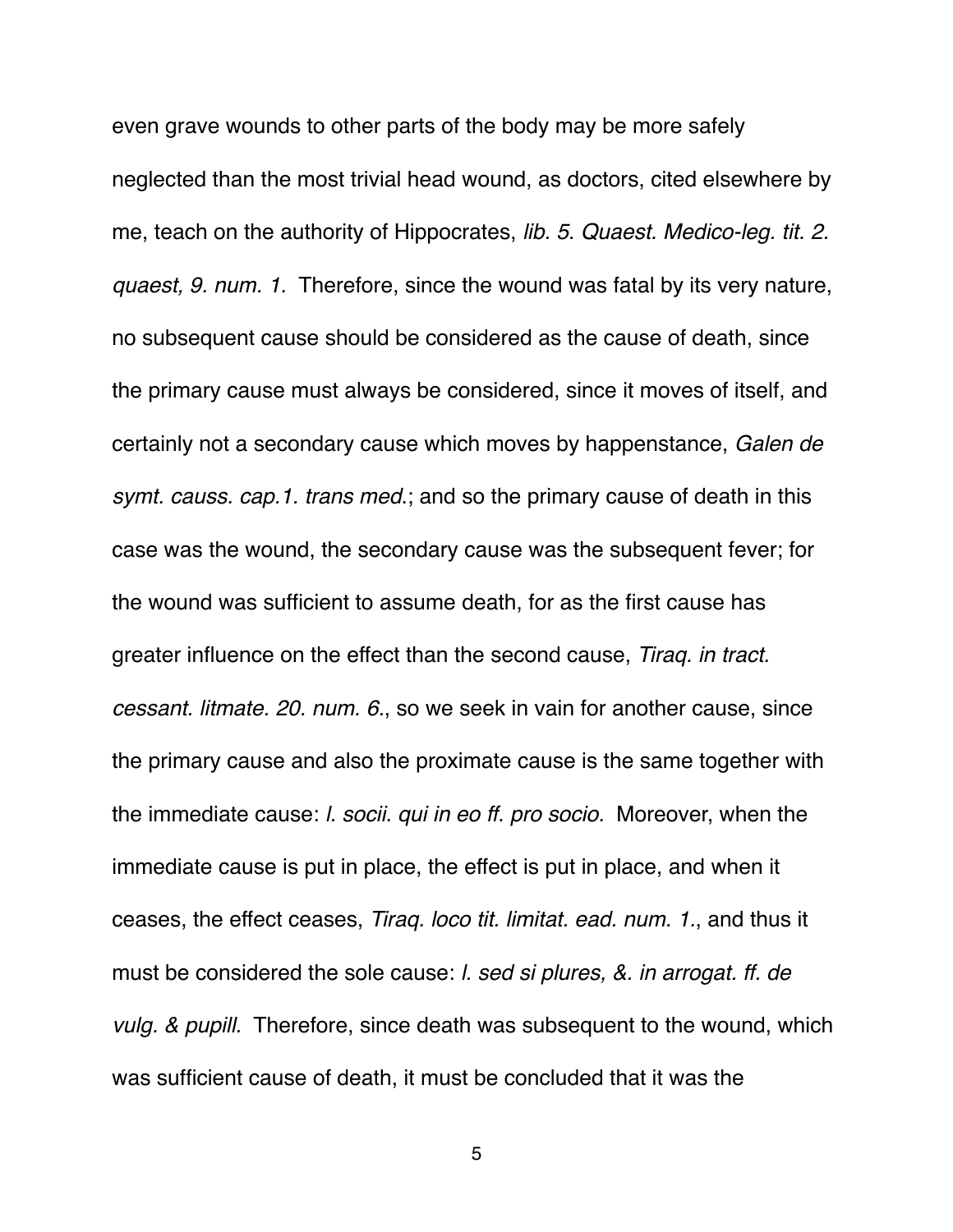even grave wounds to other parts of the body may be more safely neglected than the most trivial head wound, as doctors, cited elsewhere by me, teach on the authority of Hippocrates, *lib. 5. Quaest. Medico-leg. tit. 2. quaest, 9. num. 1.* Therefore, since the wound was fatal by its very nature, no subsequent cause should be considered as the cause of death, since the primary cause must always be considered, since it moves of itself, and certainly not a secondary cause which moves by happenstance, *Galen de symt. causs. cap.1. trans med.*; and so the primary cause of death in this case was the wound, the secondary cause was the subsequent fever; for the wound was sufficient to assume death, for as the first cause has greater influence on the effect than the second cause, *Tiraq. in tract. cessant. litmate. 20. num. 6.*, so we seek in vain for another cause, since the primary cause and also the proximate cause is the same together with the immediate cause: *l. socii. qui in eo ff. pro socio.* Moreover, when the immediate cause is put in place, the effect is put in place, and when it ceases, the effect ceases, *Tiraq. loco tit. limitat. ead. num. 1.*, and thus it must be considered the sole cause: *l. sed si plures, &. in arrogat. ff. de vulg. & pupill.* Therefore, since death was subsequent to the wound, which was sufficient cause of death, it must be concluded that it was the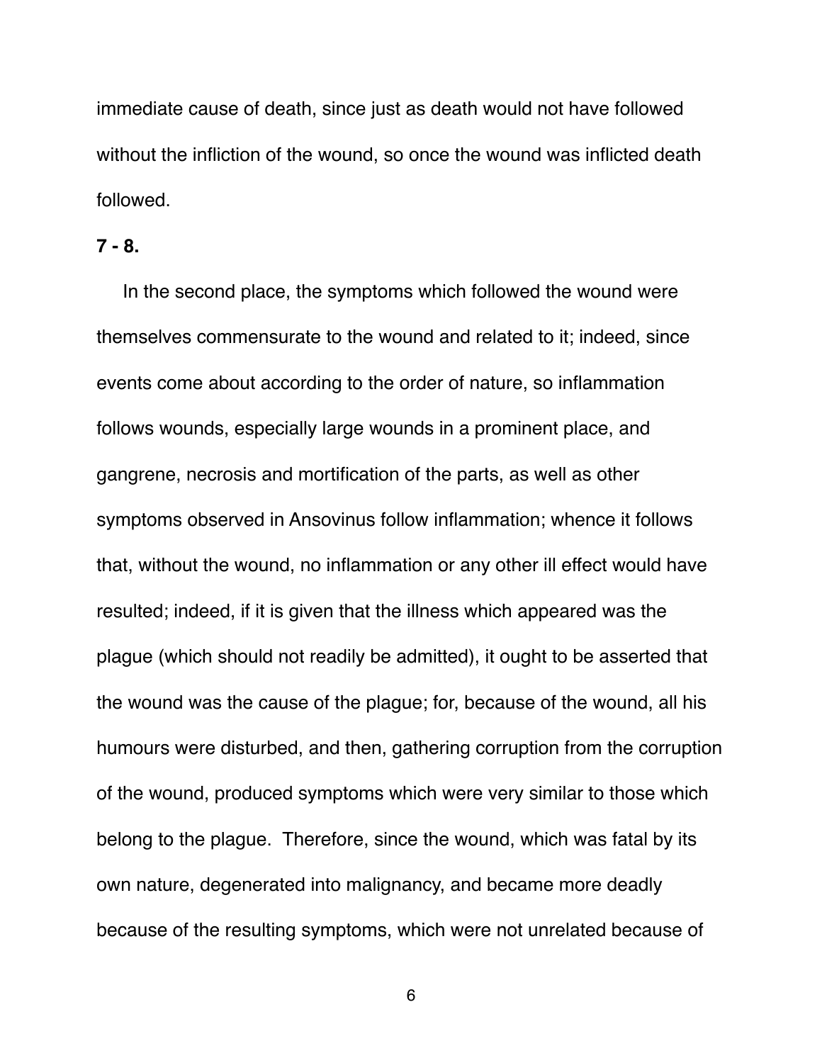immediate cause of death, since just as death would not have followed without the infliction of the wound, so once the wound was inflicted death followed.

**7 - 8.**

In the second place, the symptoms which followed the wound were themselves commensurate to the wound and related to it; indeed, since events come about according to the order of nature, so inflammation follows wounds, especially large wounds in a prominent place, and gangrene, necrosis and mortification of the parts, as well as other symptoms observed in Ansovinus follow inflammation; whence it follows that, without the wound, no inflammation or any other ill effect would have resulted; indeed, if it is given that the illness which appeared was the plague (which should not readily be admitted), it ought to be asserted that the wound was the cause of the plague; for, because of the wound, all his humours were disturbed, and then, gathering corruption from the corruption of the wound, produced symptoms which were very similar to those which belong to the plague. Therefore, since the wound, which was fatal by its own nature, degenerated into malignancy, and became more deadly because of the resulting symptoms, which were not unrelated because of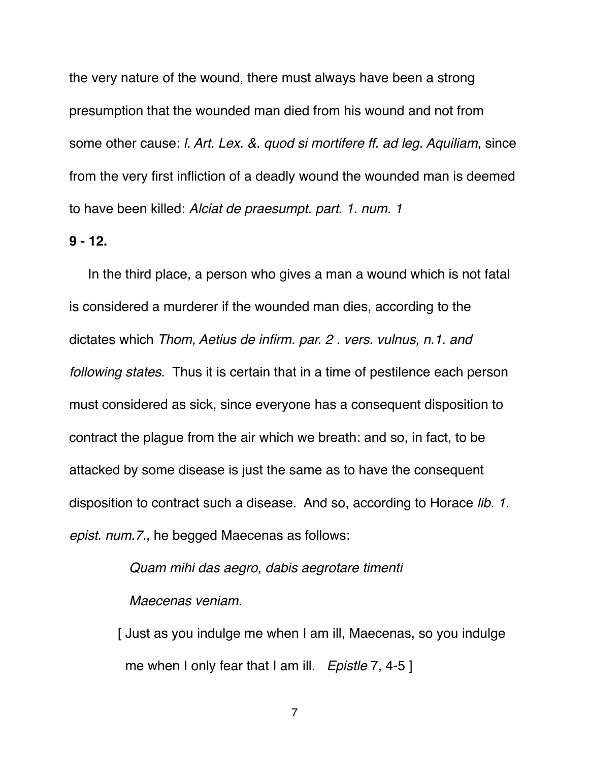the very nature of the wound, there must always have been a strong presumption that the wounded man died from his wound and not from some other cause: *l. Art. Lex. &. quod si mortifere ff. ad leg. Aquiliam*, since from the very first infliction of a deadly wound the wounded man is deemed to have been killed: *Alciat de praesumpt. part. 1. num. 1*

**9 - 12.**

In the third place, a person who gives a man a wound which is not fatal is considered a murderer if the wounded man dies, according to the dictates which *Thom, Aetius de infirm. par. 2 . vers. vulnus, n.1. and following states*. Thus it is certain that in a time of pestilence each person must considered as sick, since everyone has a consequent disposition to contract the plague from the air which we breath: and so, in fact, to be attacked by some disease is just the same as to have the consequent disposition to contract such a disease. And so, according to Horace *lib. 1. epist. num.7.*, he begged Maecenas as follows:

> *Quam mihi das aegro, dabis aegrotare timenti*
>
> *Maecenas veniam.*
>
> [ Just as you indulge me when I am ill, Maecenas, so you indulge me when I only fear that I am ill. *Epistle* 7, 4-5 ]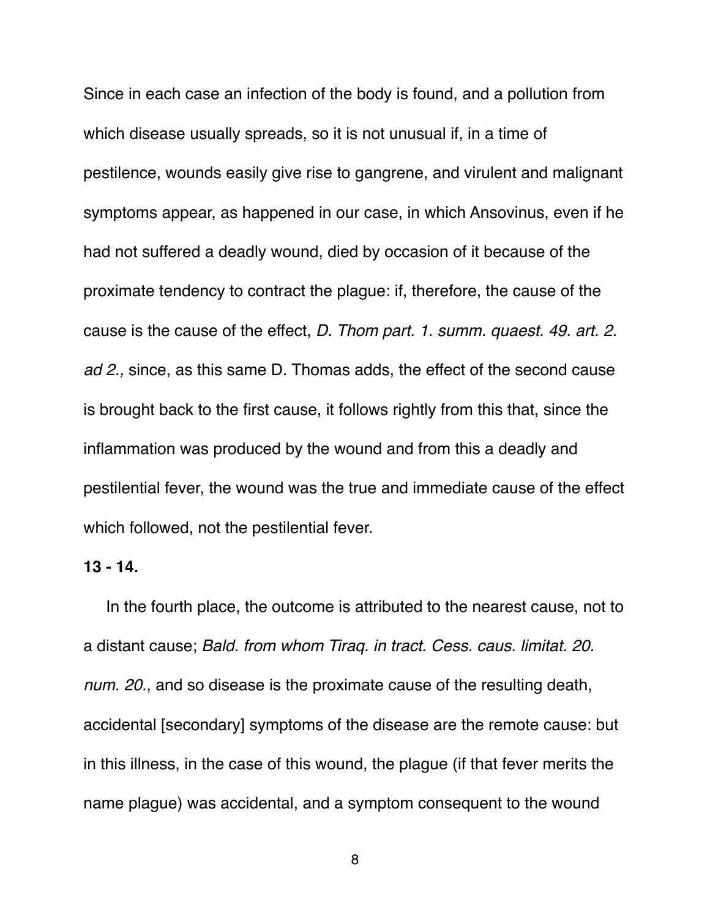Since in each case an infection of the body is found, and a pollution from which disease usually spreads, so it is not unusual if, in a time of pestilence, wounds easily give rise to gangrene, and virulent and malignant symptoms appear, as happened in our case, in which Ansovinus, even if he had not suffered a deadly wound, died by occasion of it because of the proximate tendency to contract the plague: if, therefore, the cause of the cause is the cause of the effect, *D. Thom part. 1. summ. quaest. 49. art. 2. ad 2.,* since, as this same D. Thomas adds, the effect of the second cause is brought back to the first cause, it follows rightly from this that, since the inflammation was produced by the wound and from this a deadly and pestilential fever, the wound was the true and immediate cause of the effect which followed, not the pestilential fever.

**13 - 14.**

In the fourth place, the outcome is attributed to the nearest cause, not to a distant cause; *Bald. from whom Tiraq. in tract. Cess. caus. limitat. 20. num. 20.*, and so disease is the proximate cause of the resulting death, accidental [secondary] symptoms of the disease are the remote cause: but in this illness, in the case of this wound, the plague (if that fever merits the name plague) was accidental, and a symptom consequent to the wound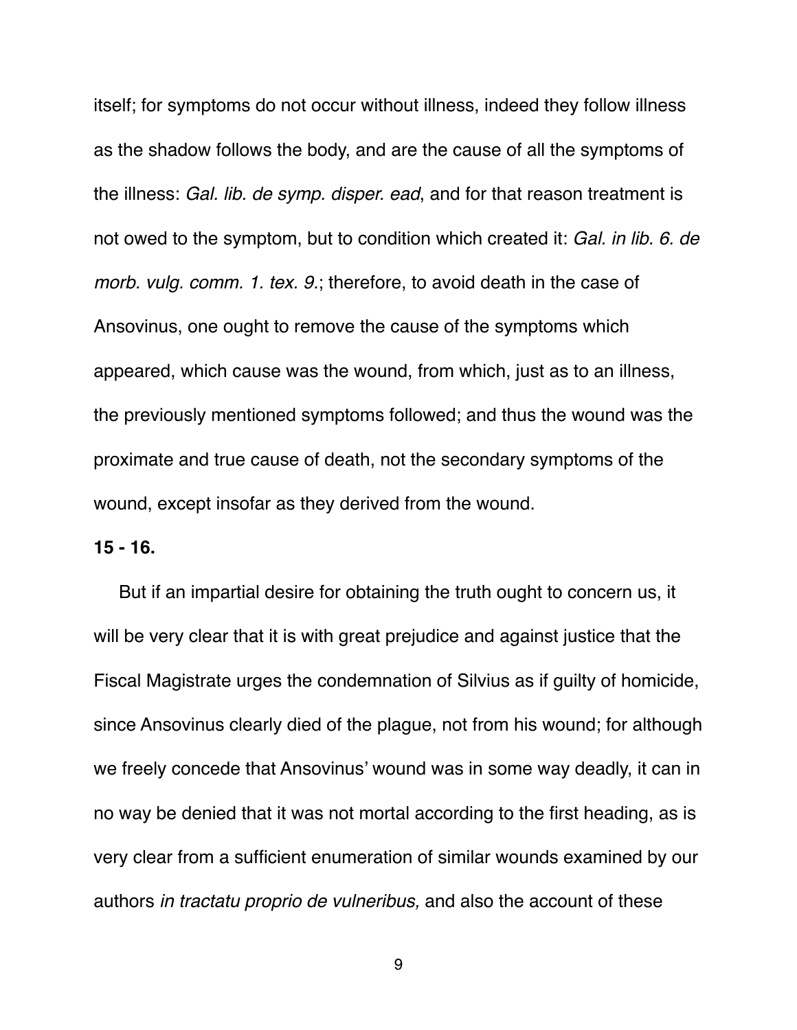itself; for symptoms do not occur without illness, indeed they follow illness as the shadow follows the body, and are the cause of all the symptoms of the illness: *Gal. lib. de symp. disper. ead*, and for that reason treatment is not owed to the symptom, but to condition which created it: *Gal. in lib. 6. de morb. vulg. comm. 1. tex. 9.*; therefore, to avoid death in the case of Ansovinus, one ought to remove the cause of the symptoms which appeared, which cause was the wound, from which, just as to an illness, the previously mentioned symptoms followed; and thus the wound was the proximate and true cause of death, not the secondary symptoms of the wound, except insofar as they derived from the wound.

**15 - 16.**

But if an impartial desire for obtaining the truth ought to concern us, it will be very clear that it is with great prejudice and against justice that the Fiscal Magistrate urges the condemnation of Silvius as if guilty of homicide, since Ansovinus clearly died of the plague, not from his wound; for although we freely concede that Ansovinus' wound was in some way deadly, it can in no way be denied that it was not mortal according to the first heading, as is very clear from a sufficient enumeration of similar wounds examined by our authors *in tractatu proprio de vulneribus,* and also the account of these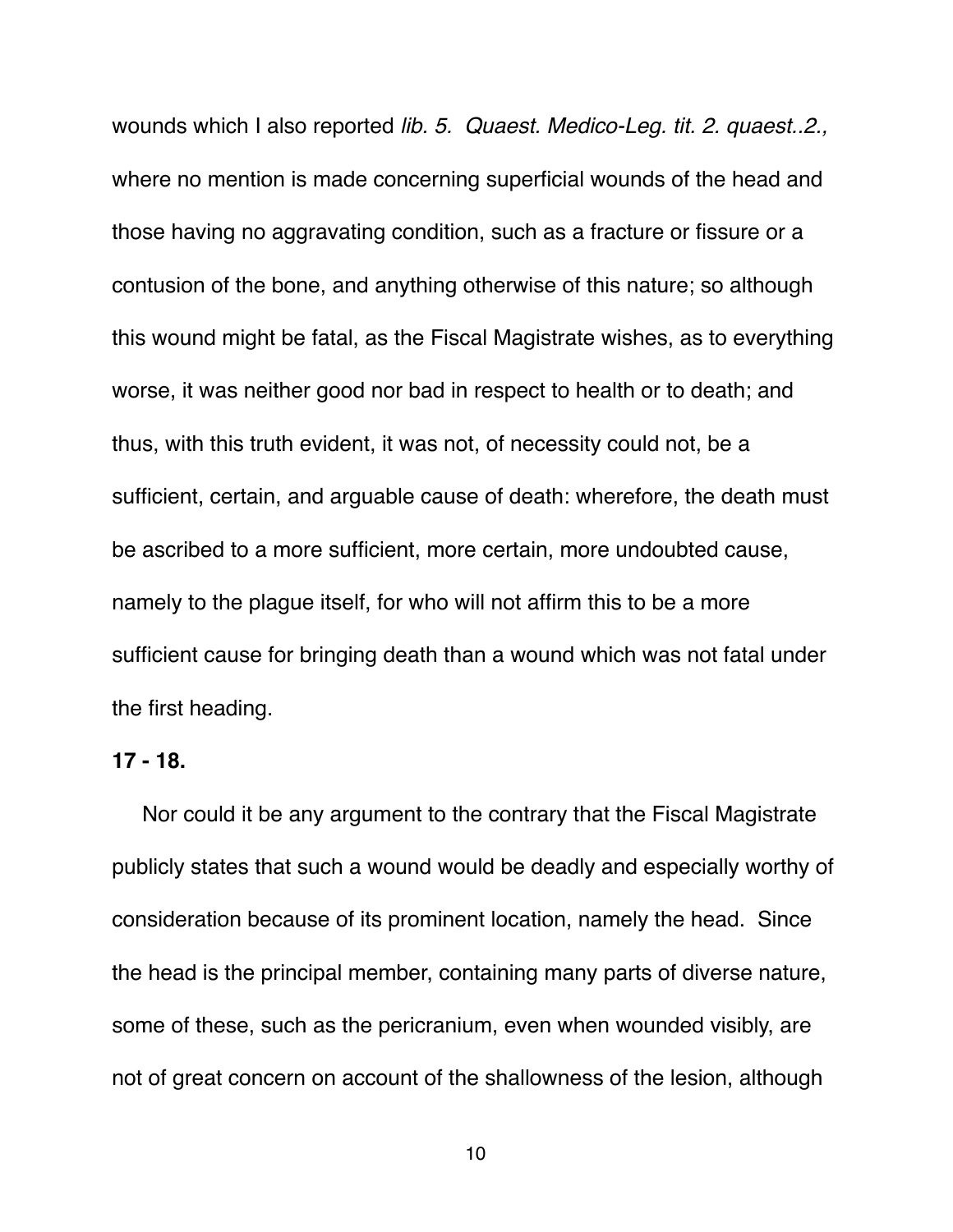wounds which I also reported *lib. 5. Quaest. Medico-Leg. tit. 2. quaest..2.,* where no mention is made concerning superficial wounds of the head and those having no aggravating condition, such as a fracture or fissure or a contusion of the bone, and anything otherwise of this nature; so although this wound might be fatal, as the Fiscal Magistrate wishes, as to everything worse, it was neither good nor bad in respect to health or to death; and thus, with this truth evident, it was not, of necessity could not, be a sufficient, certain, and arguable cause of death: wherefore, the death must be ascribed to a more sufficient, more certain, more undoubted cause, namely to the plague itself, for who will not affirm this to be a more sufficient cause for bringing death than a wound which was not fatal under the first heading.

**17 - 18.**

Nor could it be any argument to the contrary that the Fiscal Magistrate publicly states that such a wound would be deadly and especially worthy of consideration because of its prominent location, namely the head. Since the head is the principal member, containing many parts of diverse nature, some of these, such as the pericranium, even when wounded visibly, are not of great concern on account of the shallowness of the lesion, although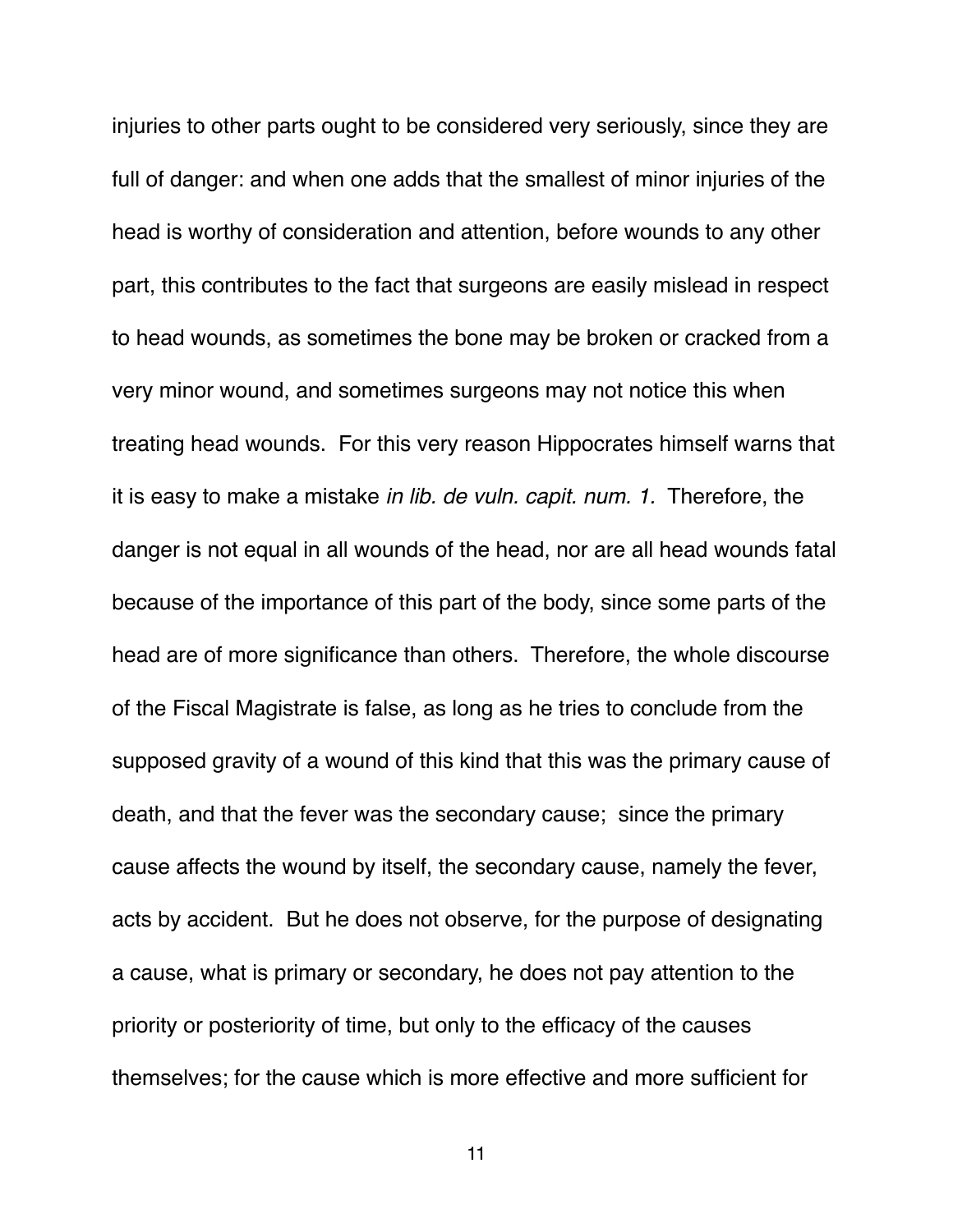injuries to other parts ought to be considered very seriously, since they are full of danger: and when one adds that the smallest of minor injuries of the head is worthy of consideration and attention, before wounds to any other part, this contributes to the fact that surgeons are easily mislead in respect to head wounds, as sometimes the bone may be broken or cracked from a very minor wound, and sometimes surgeons may not notice this when treating head wounds. For this very reason Hippocrates himself warns that it is easy to make a mistake *in lib. de vuln. capit. num. 1.* Therefore, the danger is not equal in all wounds of the head, nor are all head wounds fatal because of the importance of this part of the body, since some parts of the head are of more significance than others. Therefore, the whole discourse of the Fiscal Magistrate is false, as long as he tries to conclude from the supposed gravity of a wound of this kind that this was the primary cause of death, and that the fever was the secondary cause; since the primary cause affects the wound by itself, the secondary cause, namely the fever, acts by accident. But he does not observe, for the purpose of designating a cause, what is primary or secondary, he does not pay attention to the priority or posteriority of time, but only to the efficacy of the causes themselves; for the cause which is more effective and more sufficient for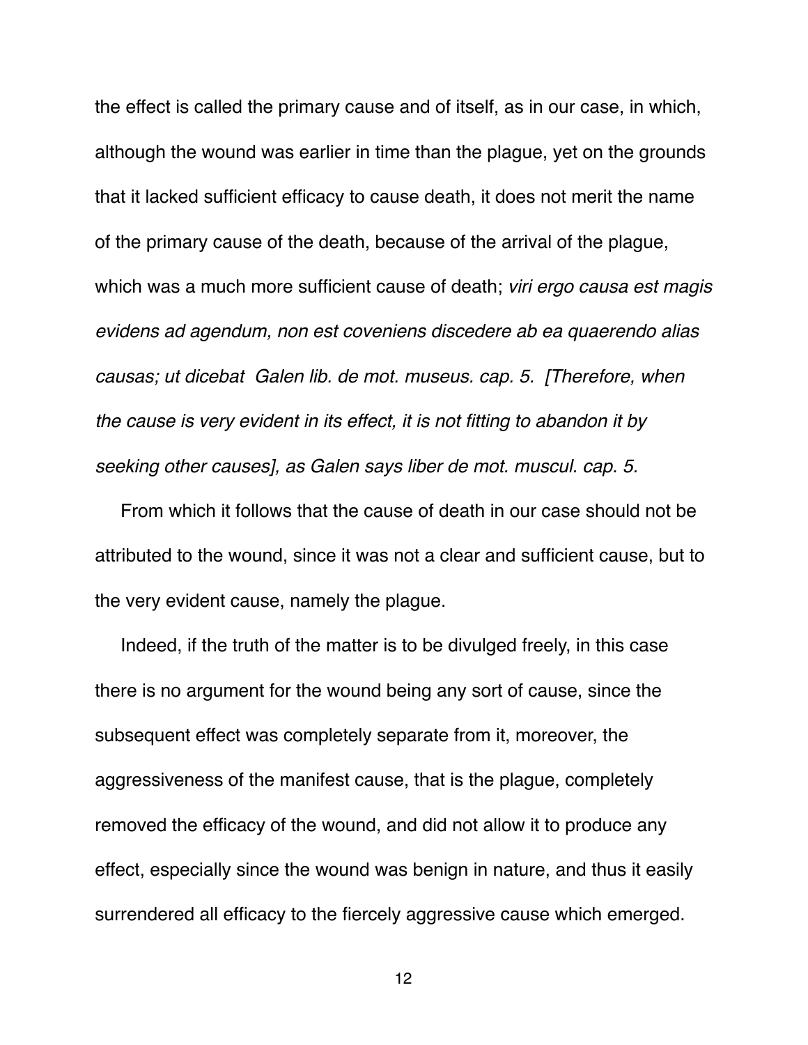the effect is called the primary cause and of itself, as in our case, in which, although the wound was earlier in time than the plague, yet on the grounds that it lacked sufficient efficacy to cause death, it does not merit the name of the primary cause of the death, because of the arrival of the plague, which was a much more sufficient cause of death; *viri ergo causa est magis evidens ad agendum, non est coveniens discedere ab ea quaerendo alias causas; ut dicebat Galen lib. de mot. museus. cap. 5. [Therefore, when the cause is very evident in its effect, it is not fitting to abandon it by seeking other causes], as Galen says liber de mot. muscul. cap. 5.*

From which it follows that the cause of death in our case should not be attributed to the wound, since it was not a clear and sufficient cause, but to the very evident cause, namely the plague.

Indeed, if the truth of the matter is to be divulged freely, in this case there is no argument for the wound being any sort of cause, since the subsequent effect was completely separate from it, moreover, the aggressiveness of the manifest cause, that is the plague, completely removed the efficacy of the wound, and did not allow it to produce any effect, especially since the wound was benign in nature, and thus it easily surrendered all efficacy to the fiercely aggressive cause which emerged.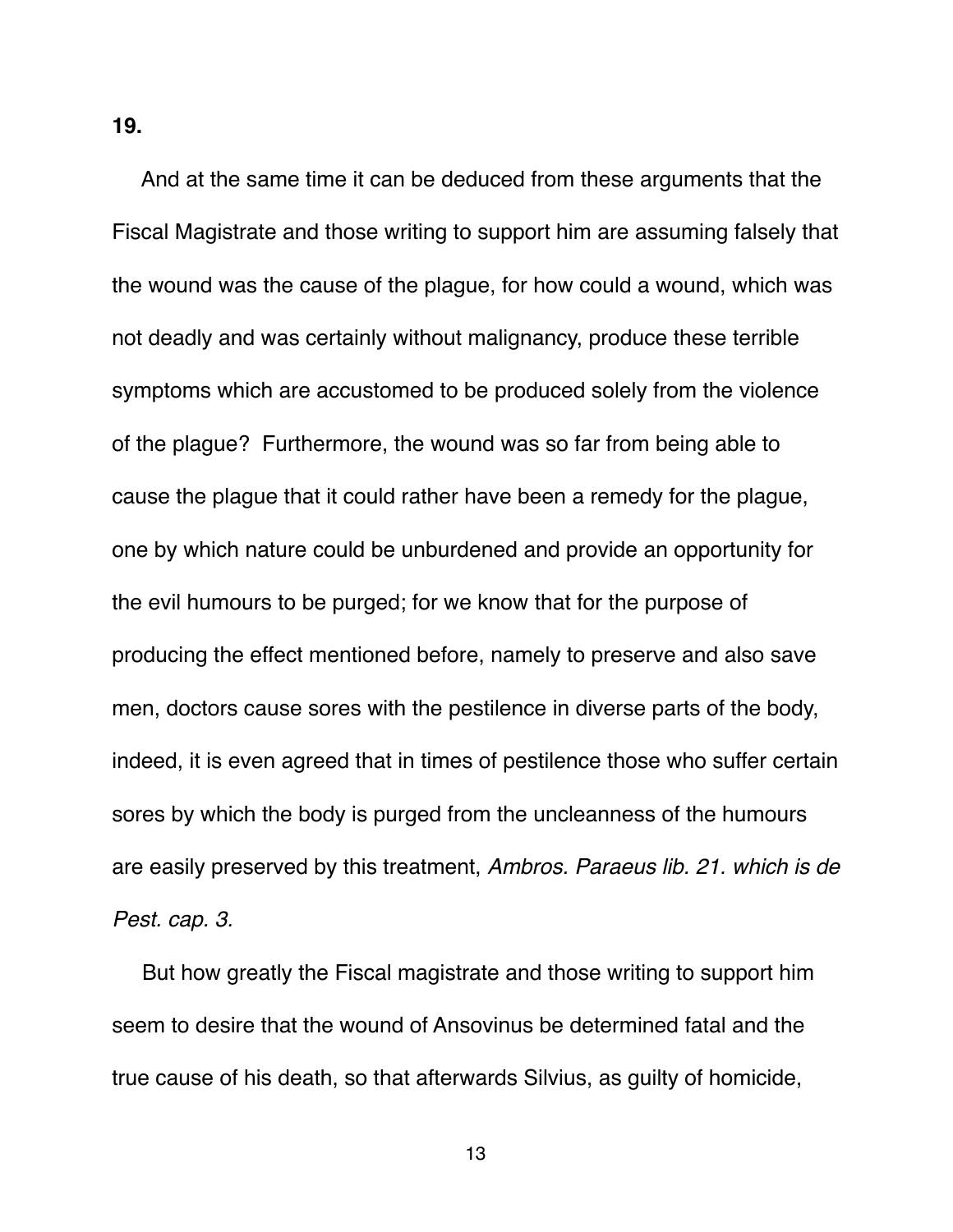**19.**

And at the same time it can be deduced from these arguments that the Fiscal Magistrate and those writing to support him are assuming falsely that the wound was the cause of the plague, for how could a wound, which was not deadly and was certainly without malignancy, produce these terrible symptoms which are accustomed to be produced solely from the violence of the plague? Furthermore, the wound was so far from being able to cause the plague that it could rather have been a remedy for the plague, one by which nature could be unburdened and provide an opportunity for the evil humours to be purged; for we know that for the purpose of producing the effect mentioned before, namely to preserve and also save men, doctors cause sores with the pestilence in diverse parts of the body, indeed, it is even agreed that in times of pestilence those who suffer certain sores by which the body is purged from the uncleanness of the humours are easily preserved by this treatment, *Ambros. Paraeus lib. 21. which is de Pest. cap. 3.*

But how greatly the Fiscal magistrate and those writing to support him seem to desire that the wound of Ansovinus be determined fatal and the true cause of his death, so that afterwards Silvius, as guilty of homicide,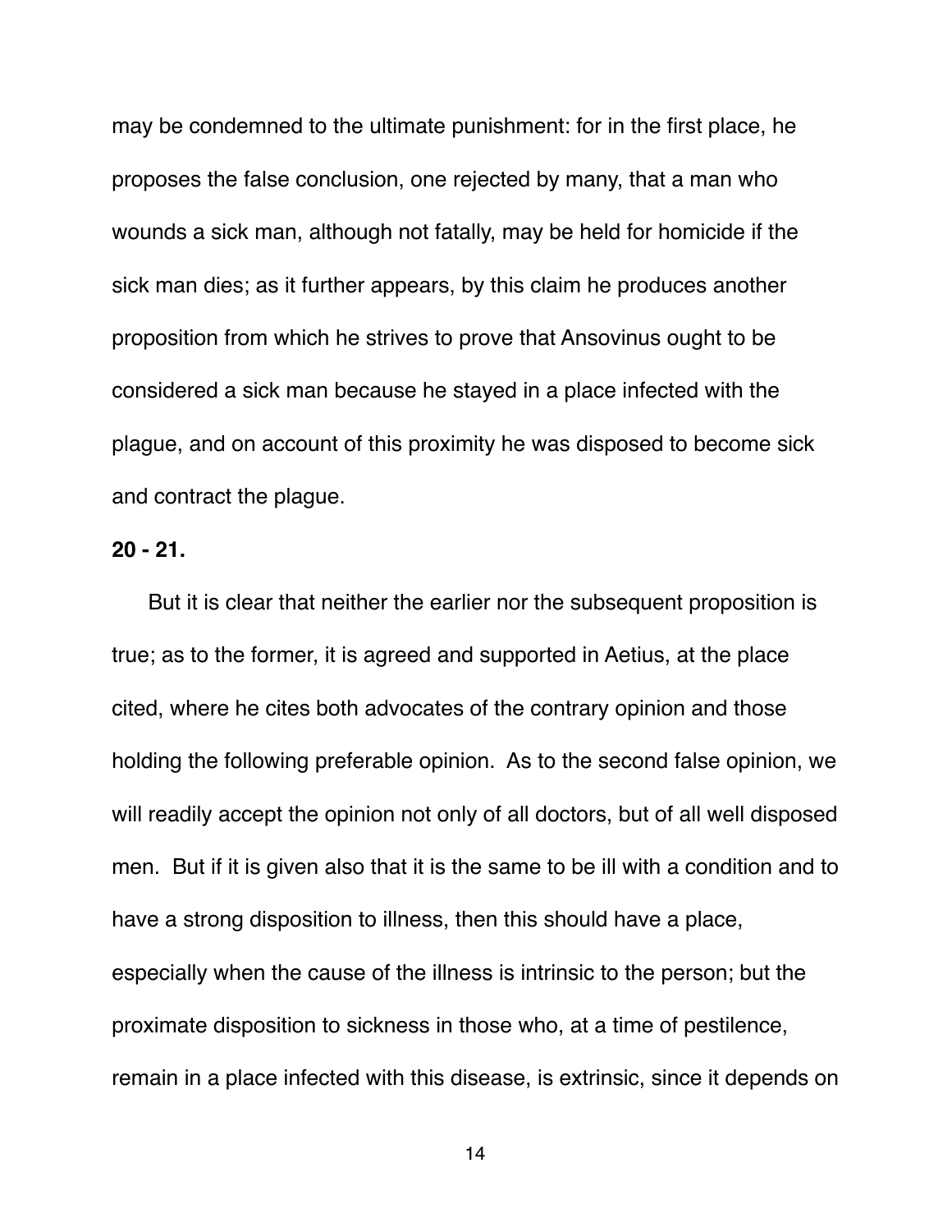may be condemned to the ultimate punishment: for in the first place, he proposes the false conclusion, one rejected by many, that a man who wounds a sick man, although not fatally, may be held for homicide if the sick man dies; as it further appears, by this claim he produces another proposition from which he strives to prove that Ansovinus ought to be considered a sick man because he stayed in a place infected with the plague, and on account of this proximity he was disposed to become sick and contract the plague.

**20 - 21.**

But it is clear that neither the earlier nor the subsequent proposition is true; as to the former, it is agreed and supported in Aetius, at the place cited, where he cites both advocates of the contrary opinion and those holding the following preferable opinion. As to the second false opinion, we will readily accept the opinion not only of all doctors, but of all well disposed men. But if it is given also that it is the same to be ill with a condition and to have a strong disposition to illness, then this should have a place, especially when the cause of the illness is intrinsic to the person; but the proximate disposition to sickness in those who, at a time of pestilence, remain in a place infected with this disease, is extrinsic, since it depends on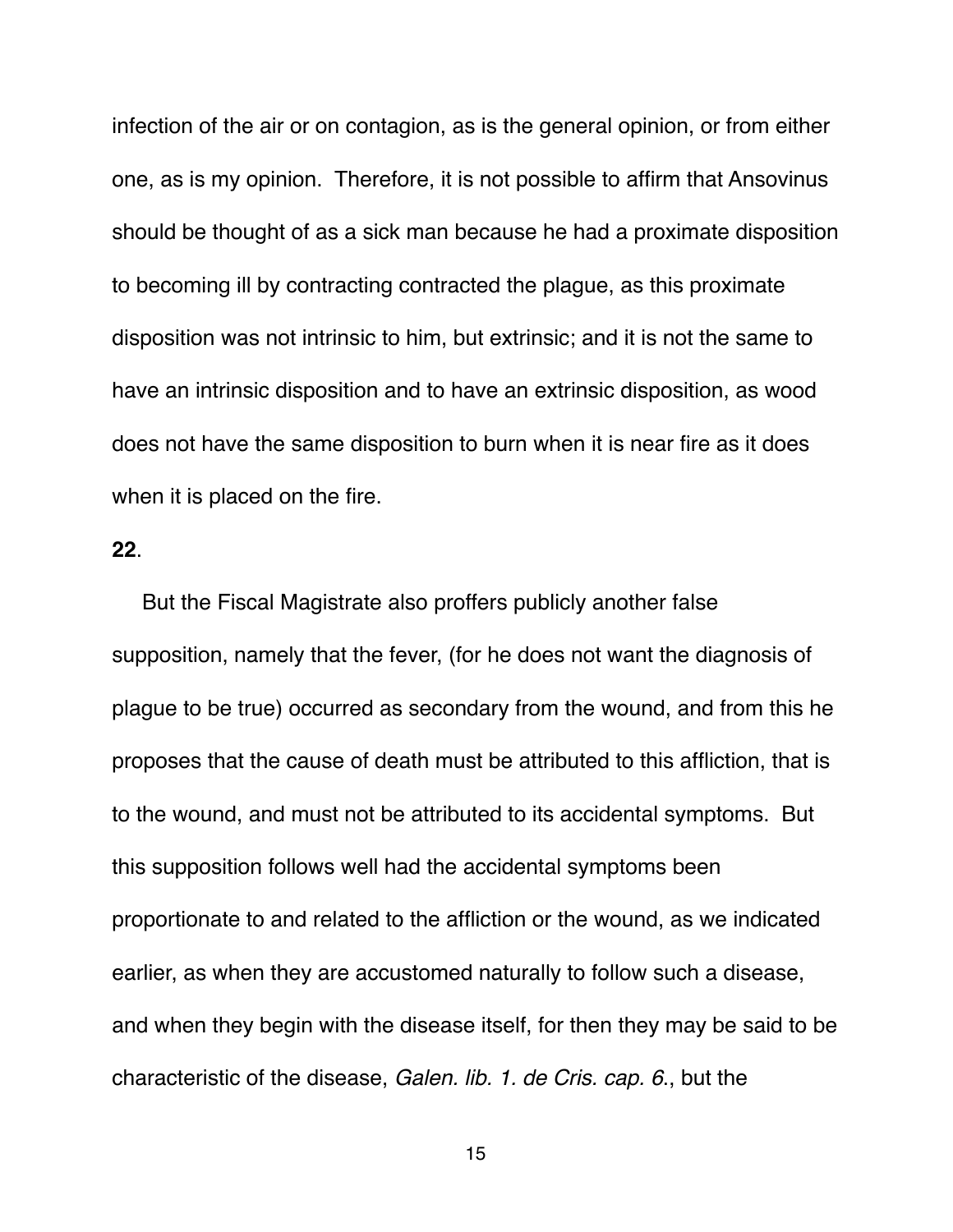infection of the air or on contagion, as is the general opinion, or from either one, as is my opinion. Therefore, it is not possible to affirm that Ansovinus should be thought of as a sick man because he had a proximate disposition to becoming ill by contracting contracted the plague, as this proximate disposition was not intrinsic to him, but extrinsic; and it is not the same to have an intrinsic disposition and to have an extrinsic disposition, as wood does not have the same disposition to burn when it is near fire as it does when it is placed on the fire.

**22**.

But the Fiscal Magistrate also proffers publicly another false supposition, namely that the fever, (for he does not want the diagnosis of plague to be true) occurred as secondary from the wound, and from this he proposes that the cause of death must be attributed to this affliction, that is to the wound, and must not be attributed to its accidental symptoms. But this supposition follows well had the accidental symptoms been proportionate to and related to the affliction or the wound, as we indicated earlier, as when they are accustomed naturally to follow such a disease, and when they begin with the disease itself, for then they may be said to be characteristic of the disease, *Galen. lib. 1. de Cris. cap. 6*., but the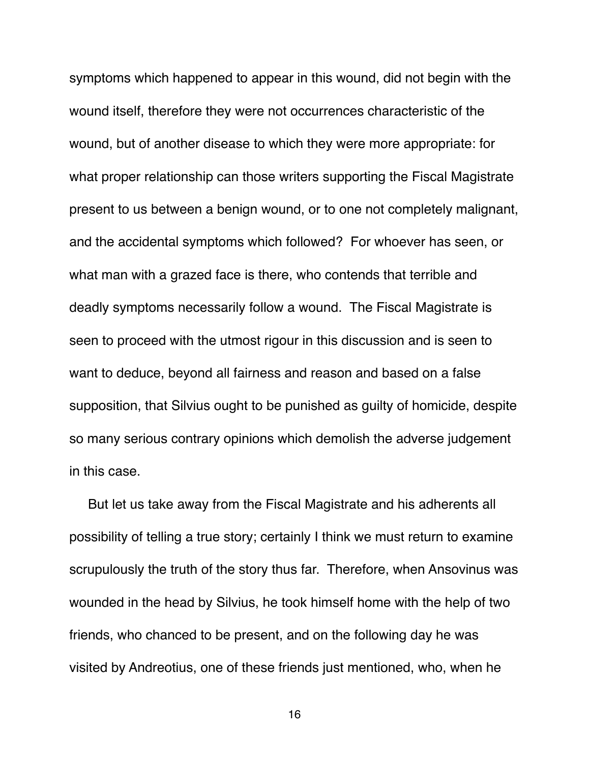symptoms which happened to appear in this wound, did not begin with the wound itself, therefore they were not occurrences characteristic of the wound, but of another disease to which they were more appropriate: for what proper relationship can those writers supporting the Fiscal Magistrate present to us between a benign wound, or to one not completely malignant, and the accidental symptoms which followed? For whoever has seen, or what man with a grazed face is there, who contends that terrible and deadly symptoms necessarily follow a wound. The Fiscal Magistrate is seen to proceed with the utmost rigour in this discussion and is seen to want to deduce, beyond all fairness and reason and based on a false supposition, that Silvius ought to be punished as guilty of homicide, despite so many serious contrary opinions which demolish the adverse judgement in this case.

But let us take away from the Fiscal Magistrate and his adherents all possibility of telling a true story; certainly I think we must return to examine scrupulously the truth of the story thus far. Therefore, when Ansovinus was wounded in the head by Silvius, he took himself home with the help of two friends, who chanced to be present, and on the following day he was visited by Andreotius, one of these friends just mentioned, who, when he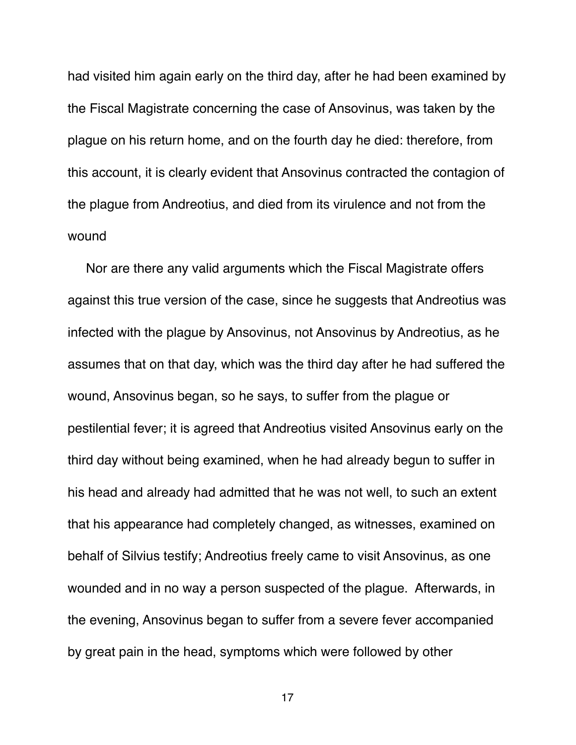had visited him again early on the third day, after he had been examined by the Fiscal Magistrate concerning the case of Ansovinus, was taken by the plague on his return home, and on the fourth day he died: therefore, from this account, it is clearly evident that Ansovinus contracted the contagion of the plague from Andreotius, and died from its virulence and not from the wound

Nor are there any valid arguments which the Fiscal Magistrate offers against this true version of the case, since he suggests that Andreotius was infected with the plague by Ansovinus, not Ansovinus by Andreotius, as he assumes that on that day, which was the third day after he had suffered the wound, Ansovinus began, so he says, to suffer from the plague or pestilential fever; it is agreed that Andreotius visited Ansovinus early on the third day without being examined, when he had already begun to suffer in his head and already had admitted that he was not well, to such an extent that his appearance had completely changed, as witnesses, examined on behalf of Silvius testify; Andreotius freely came to visit Ansovinus, as one wounded and in no way a person suspected of the plague. Afterwards, in the evening, Ansovinus began to suffer from a severe fever accompanied by great pain in the head, symptoms which were followed by other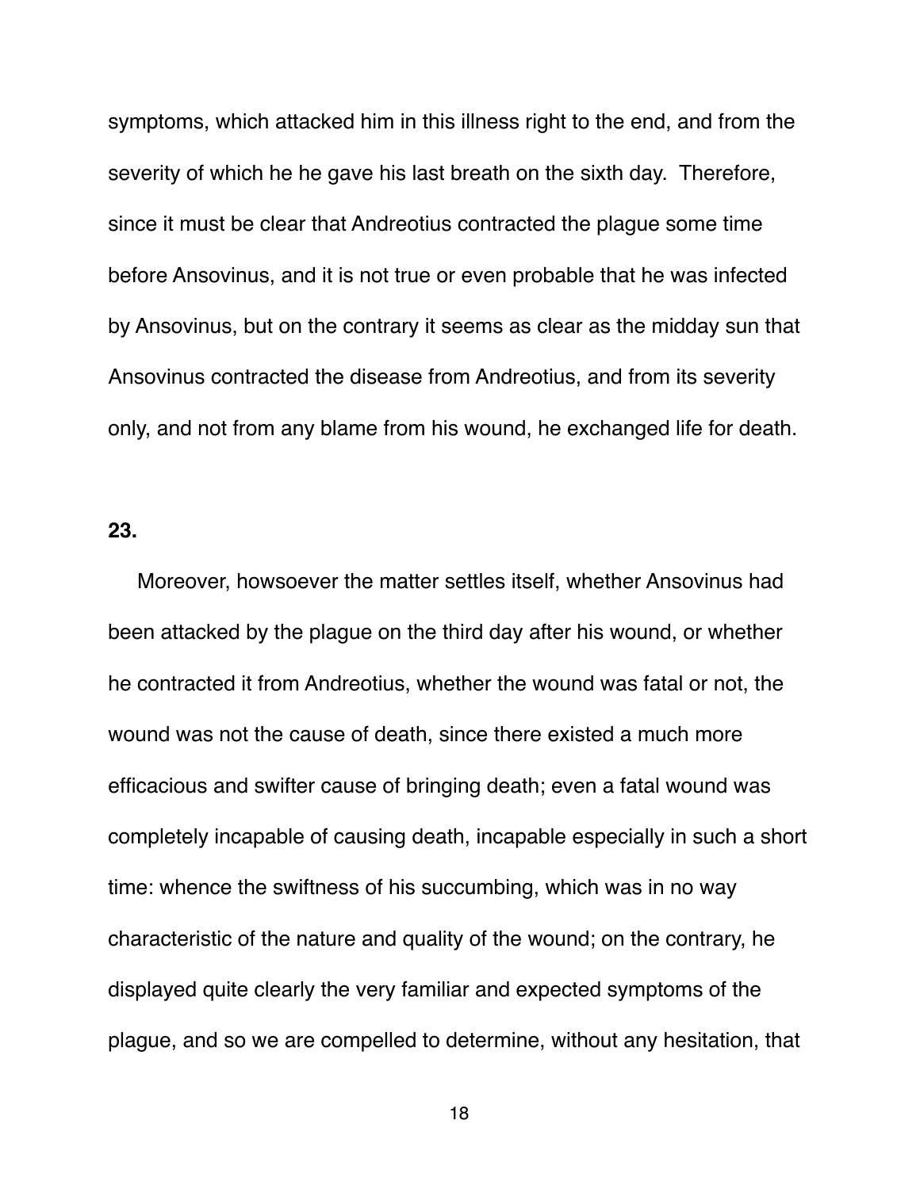symptoms, which attacked him in this illness right to the end, and from the severity of which he he gave his last breath on the sixth day. Therefore, since it must be clear that Andreotius contracted the plague some time before Ansovinus, and it is not true or even probable that he was infected by Ansovinus, but on the contrary it seems as clear as the midday sun that Ansovinus contracted the disease from Andreotius, and from its severity only, and not from any blame from his wound, he exchanged life for death.

**23.**

Moreover, howsoever the matter settles itself, whether Ansovinus had been attacked by the plague on the third day after his wound, or whether he contracted it from Andreotius, whether the wound was fatal or not, the wound was not the cause of death, since there existed a much more efficacious and swifter cause of bringing death; even a fatal wound was completely incapable of causing death, incapable especially in such a short time: whence the swiftness of his succumbing, which was in no way characteristic of the nature and quality of the wound; on the contrary, he displayed quite clearly the very familiar and expected symptoms of the plague, and so we are compelled to determine, without any hesitation, that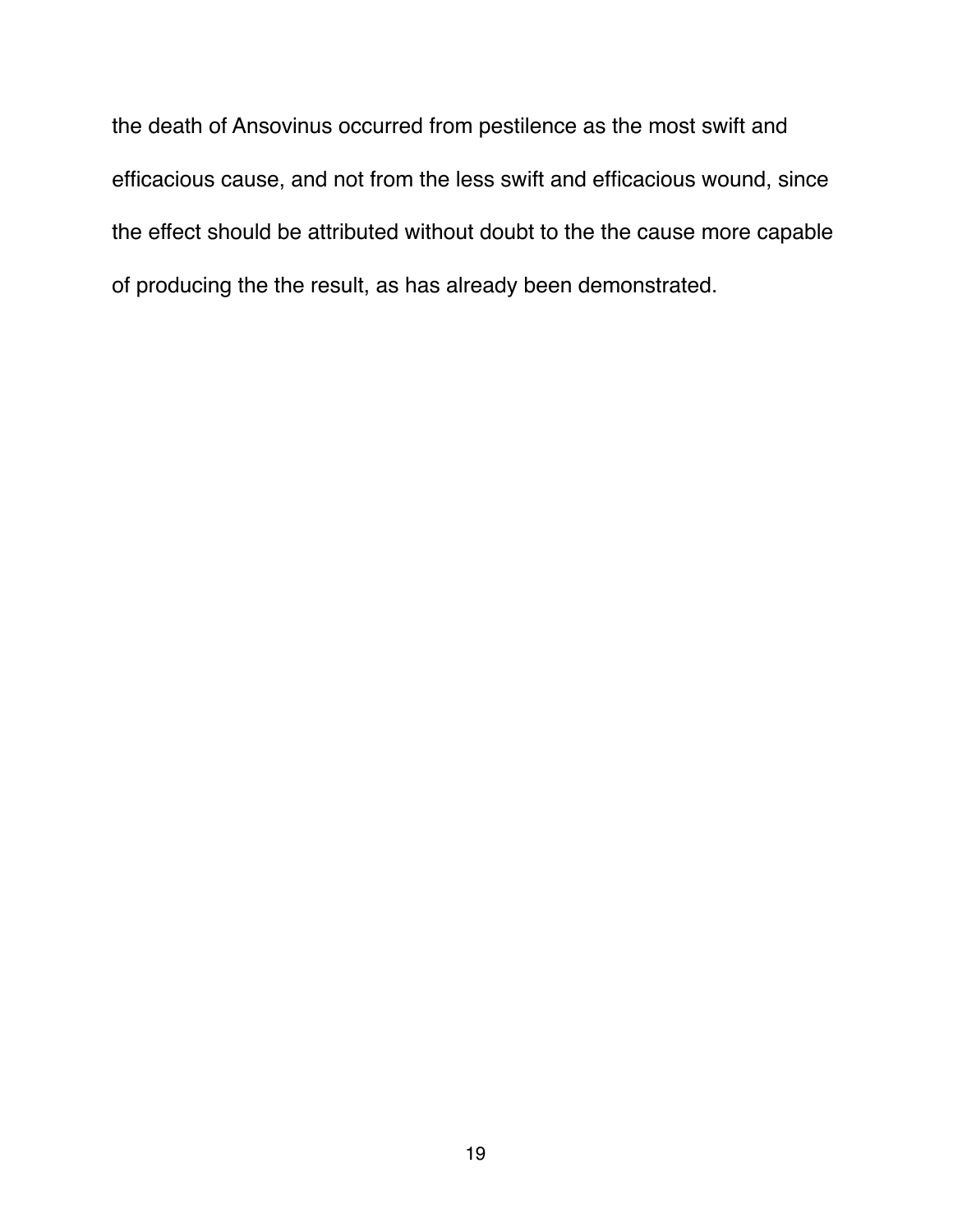the death of Ansovinus occurred from pestilence as the most swift and efficacious cause, and not from the less swift and efficacious wound, since the effect should be attributed without doubt to the the cause more capable of producing the the result, as has already been demonstrated.